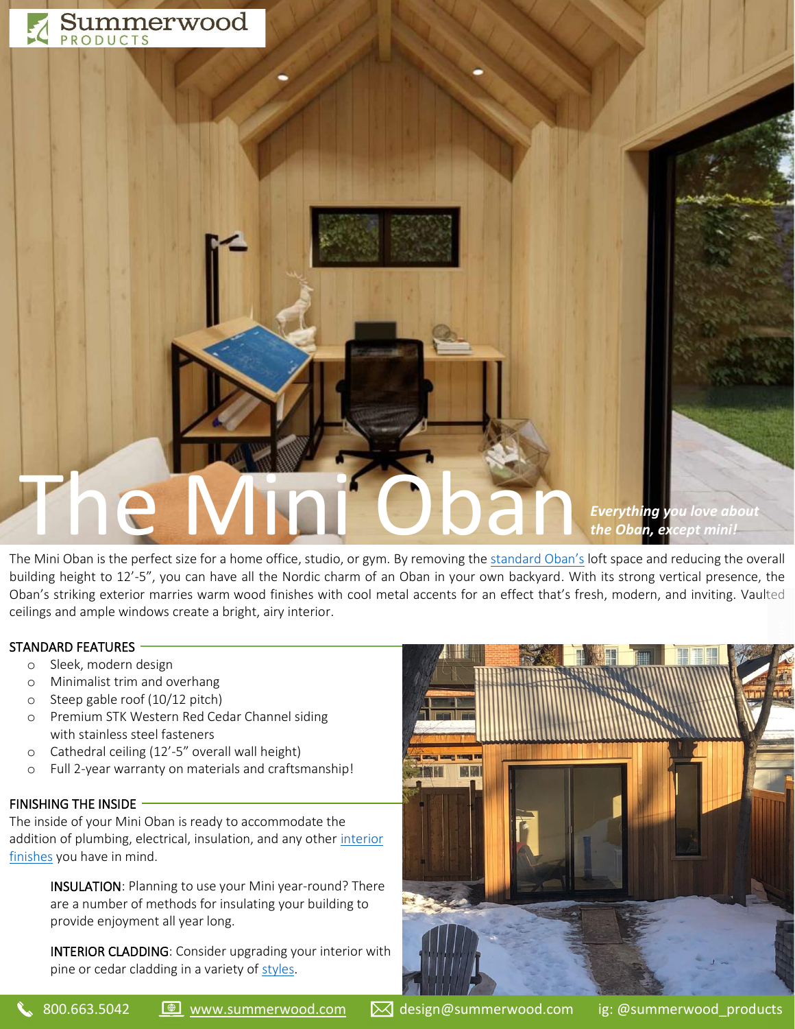# The Mini Oban

***Everything you love about the Oban, except mini!***

The Mini Oban is the perfect size for a home office, studio, or gym. By removing the standard Oban's loft space and reducing the overall building height to 12'-5", you can have all the Nordic charm of an Oban in your own backyard. With its strong vertical presence, the Oban's striking exterior marries warm wood finishes with cool metal accents for an effect that's fresh, modern, and inviting. Vaulted ceilings and ample windows create a bright, airy interior.

## STANDARD FEATURES

- Sleek, modern design
- Minimalist trim and overhang
- Steep gable roof (10/12 pitch)
- Premium STK Western Red Cedar Channel siding with stainless steel fasteners
- Cathedral ceiling (12'-5" overall wall height)
- Full 2-year warranty on materials and craftsmanship!

## FINISHING THE INSIDE

The inside of your Mini Oban is ready to accommodate the addition of plumbing, electrical, insulation, and any other interior finishes you have in mind.

INSULATION: Planning to use your Mini year-round? There are a number of methods for insulating your building to provide enjoyment all year long.

INTERIOR CLADDING: Consider upgrading your interior with pine or cedar cladding in a variety of styles.

800.663.5042 | www.summerwood.com | design@summerwood.com | ig: @summerwood_products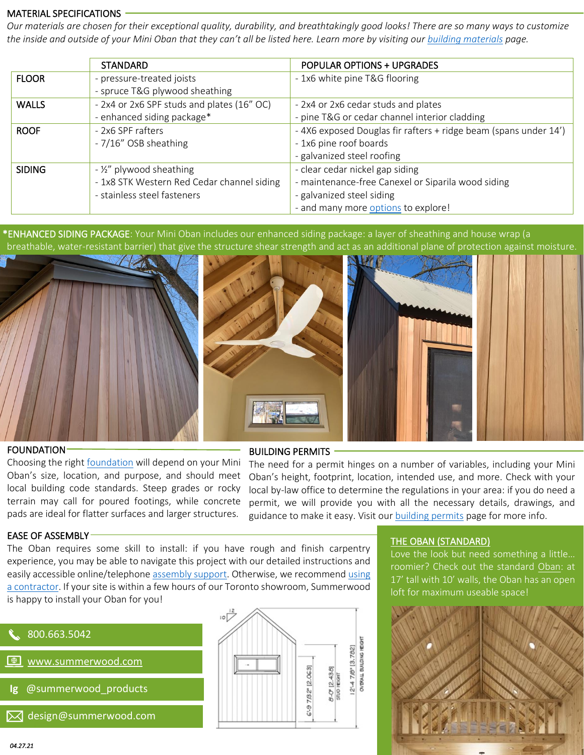## MATERIAL SPECIFICATIONS

*Our materials are chosen for their exceptional quality, durability, and breathtakingly good looks! There are so many ways to customize the inside and outside of your Mini Oban that they can't all be listed here. Learn more by visiting our building materials page.*

| | STANDARD | POPULAR OPTIONS + UPGRADES |
|---|---|---|
| FLOOR | - pressure-treated joists<br>- spruce T&G plywood sheathing | - 1x6 white pine T&G flooring |
| WALLS | - 2x4 or 2x6 SPF studs and plates (16" OC)<br>- enhanced siding package* | - 2x4 or 2x6 cedar studs and plates<br>- pine T&G or cedar channel interior cladding |
| ROOF | - 2x6 SPF rafters<br>- 7/16" OSB sheathing | - 4X6 exposed Douglas fir rafters + ridge beam (spans under 14')<br>- 1x6 pine roof boards<br>- galvanized steel roofing |
| SIDING | - ½" plywood sheathing<br>- 1x8 STK Western Red Cedar channel siding<br>- stainless steel fasteners | - clear cedar nickel gap siding<br>- maintenance-free Canexel or Siparila wood siding<br>- galvanized steel siding<br>- and many more options to explore! |

*ENHANCED SIDING PACKAGE: Your Mini Oban includes our enhanced siding package: a layer of sheathing and house wrap (a breathable, water-resistant barrier) that give the structure shear strength and act as an additional plane of protection against moisture.

## FOUNDATION

Choosing the right foundation will depend on your Mini Oban's size, location, and purpose, and should meet local building code standards. Steep grades or rocky terrain may call for poured footings, while concrete pads are ideal for flatter surfaces and larger structures.

## BUILDING PERMITS

The need for a permit hinges on a number of variables, including your Mini Oban's height, footprint, location, intended use, and more. Check with your local by-law office to determine the regulations in your area: if you do need a permit, we will provide you with all the necessary details, drawings, and guidance to make it easy. Visit our building permits page for more info.

## EASE OF ASSEMBLY

The Oban requires some skill to install: if you have rough and finish carpentry experience, you may be able to navigate this project with our detailed instructions and easily accessible online/telephone assembly support. Otherwise, we recommend using a contractor. If your site is within a few hours of our Toronto showroom, Summerwood is happy to install your Oban for you!

## THE OBAN (STANDARD)

Love the look but need something a little... roomier? Check out the standard Oban: at 17' tall with 10' walls, the Oban has an open loft for maximum useable space!

800.663.5042

www.summerwood.com

Ig @summerwood_products

design@summerwood.com

10
12
6'-9 7/32" [2.063]
8'-0" [2.438]
STUD HEIGHT
12'-4 7/8" [3.782]
OVERALL BUILDING HEIGHT

04.27.21